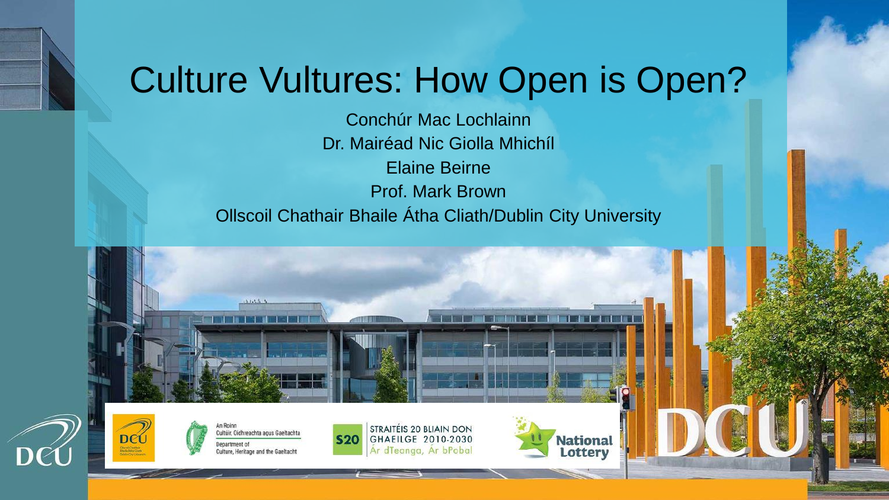# Culture Vultures: How Open is Open?

Conchúr Mac Lochlainn

Dr. Mairéad Nic Giolla Mhichíl

Elaine Beirne

Prof. Mark Brown

Ollscoil Chathair Bhaile Átha Cliath/Dublin City University

An Roinn Cultúir, Oidhreachta agus Gaeltachta

Department of Culture, Heritage and the Gaeltacht

S20 STRAITÉIS 20 BLIAIN DON GHAEILGE 2010-2030

Ár dTeanga, Ár bPobal

National Lottery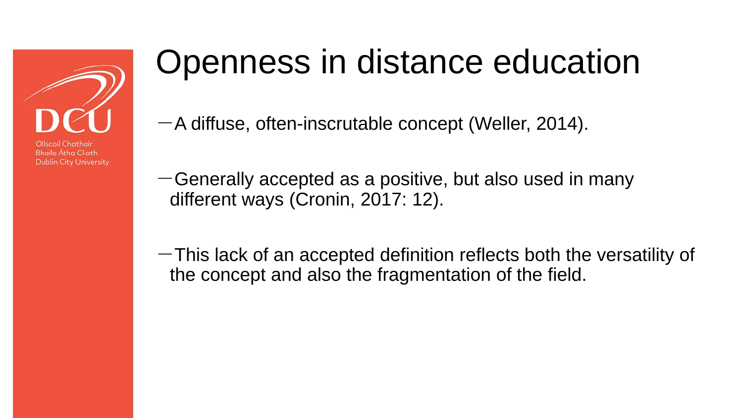# Openness in distance education

- A diffuse, often-inscrutable concept (Weller, 2014).

- Generally accepted as a positive, but also used in many different ways (Cronin, 2017: 12).

- This lack of an accepted definition reflects both the versatility of the concept and also the fragmentation of the field.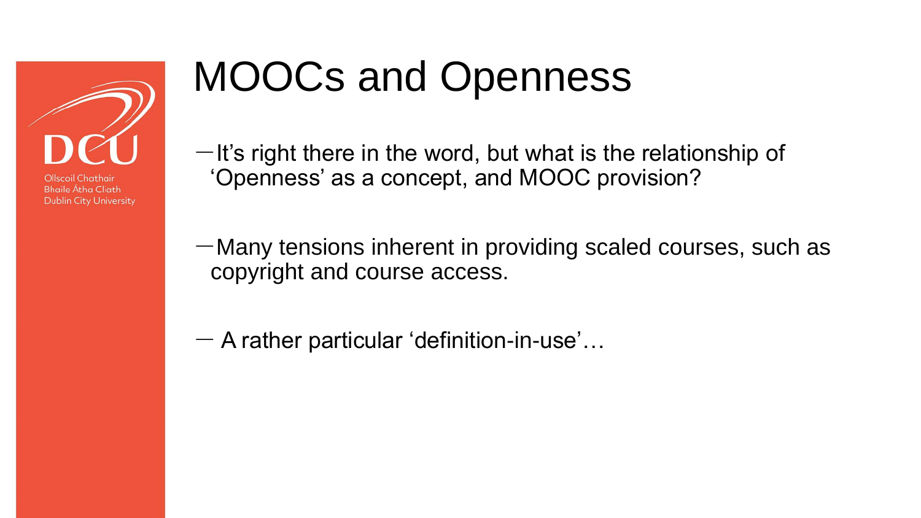# MOOCs and Openness

- It's right there in the word, but what is the relationship of 'Openness' as a concept, and MOOC provision?

- Many tensions inherent in providing scaled courses, such as copyright and course access.

- A rather particular 'definition-in-use'…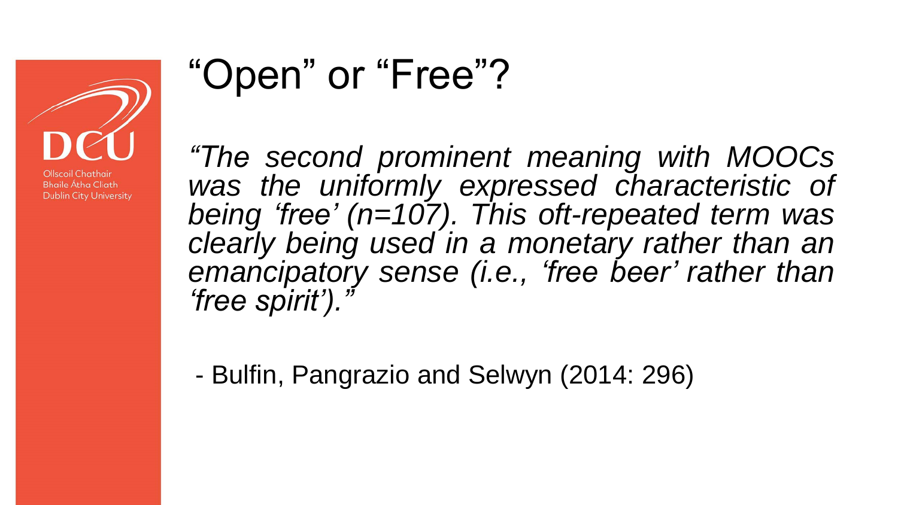# “Open” or “Free”?

*“The second prominent meaning with MOOCs was the uniformly expressed characteristic of being ‘free’ (n=107). This oft-repeated term was clearly being used in a monetary rather than an emancipatory sense (i.e., ‘free beer’ rather than ‘free spirit’).”*

- Bulfin, Pangrazio and Selwyn (2014: 296)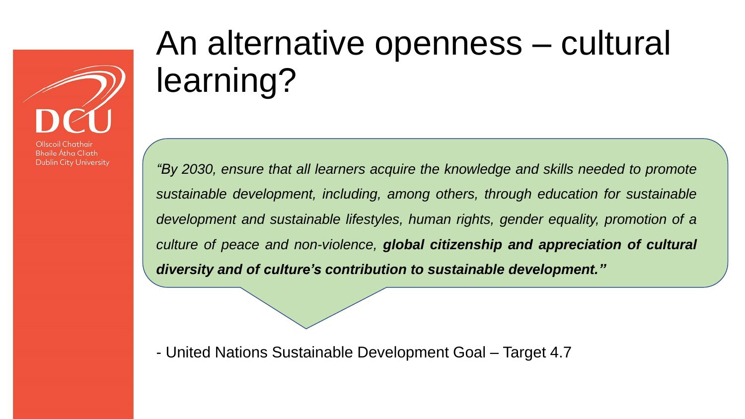# An alternative openness – cultural learning?

*"By 2030, ensure that all learners acquire the knowledge and skills needed to promote sustainable development, including, among others, through education for sustainable development and sustainable lifestyles, human rights, gender equality, promotion of a culture of peace and non-violence,* ***global citizenship and appreciation of cultural diversity and of culture's contribution to sustainable development."***

- United Nations Sustainable Development Goal – Target 4.7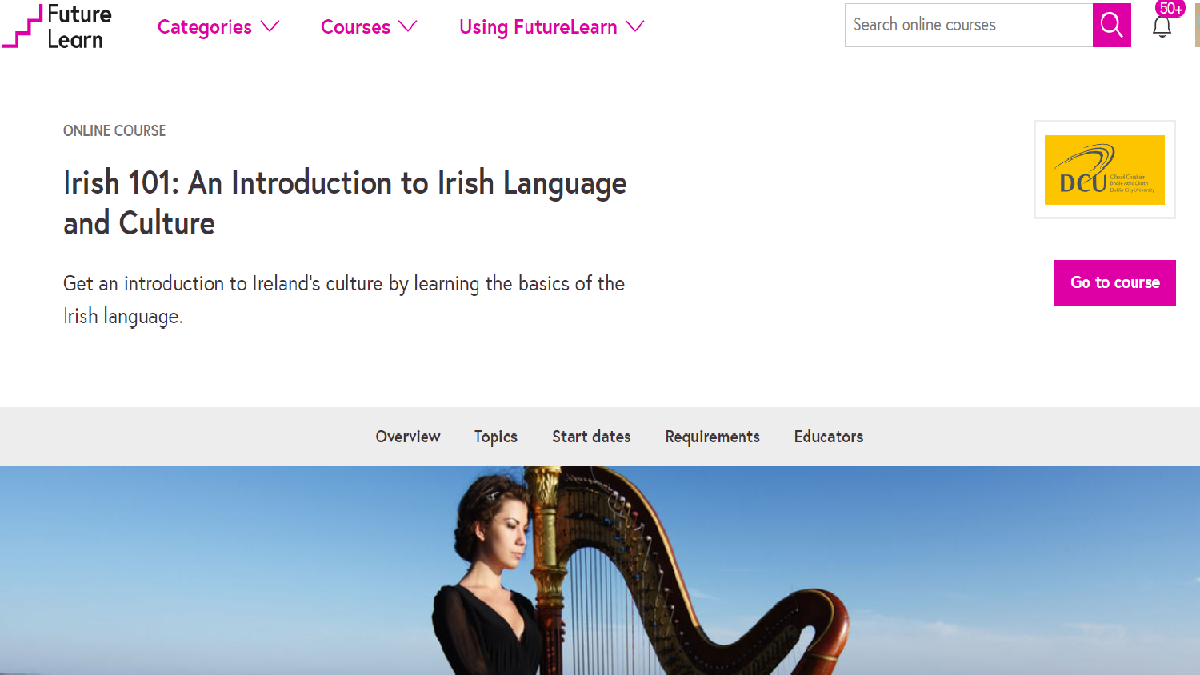Future Learn

Categories Courses Using FutureLearn

Search online courses

50+

ONLINE COURSE

# Irish 101: An Introduction to Irish Language and Culture

Get an introduction to Ireland's culture by learning the basics of the Irish language.

Go to course

Overview Topics Start dates Requirements Educators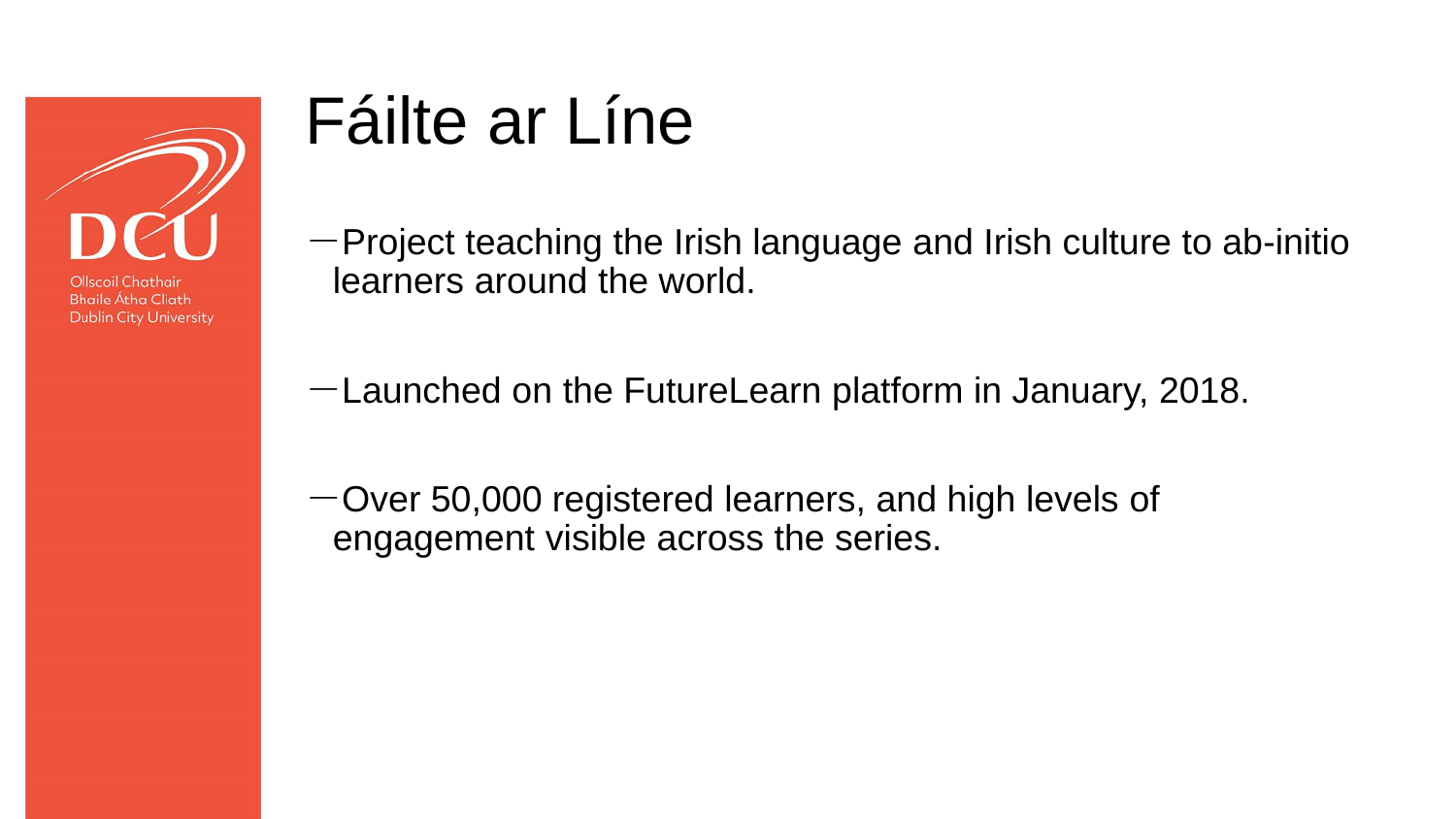# Fáilte ar Líne

- Project teaching the Irish language and Irish culture to ab-initio learners around the world.
- Launched on the FutureLearn platform in January, 2018.
- Over 50,000 registered learners, and high levels of engagement visible across the series.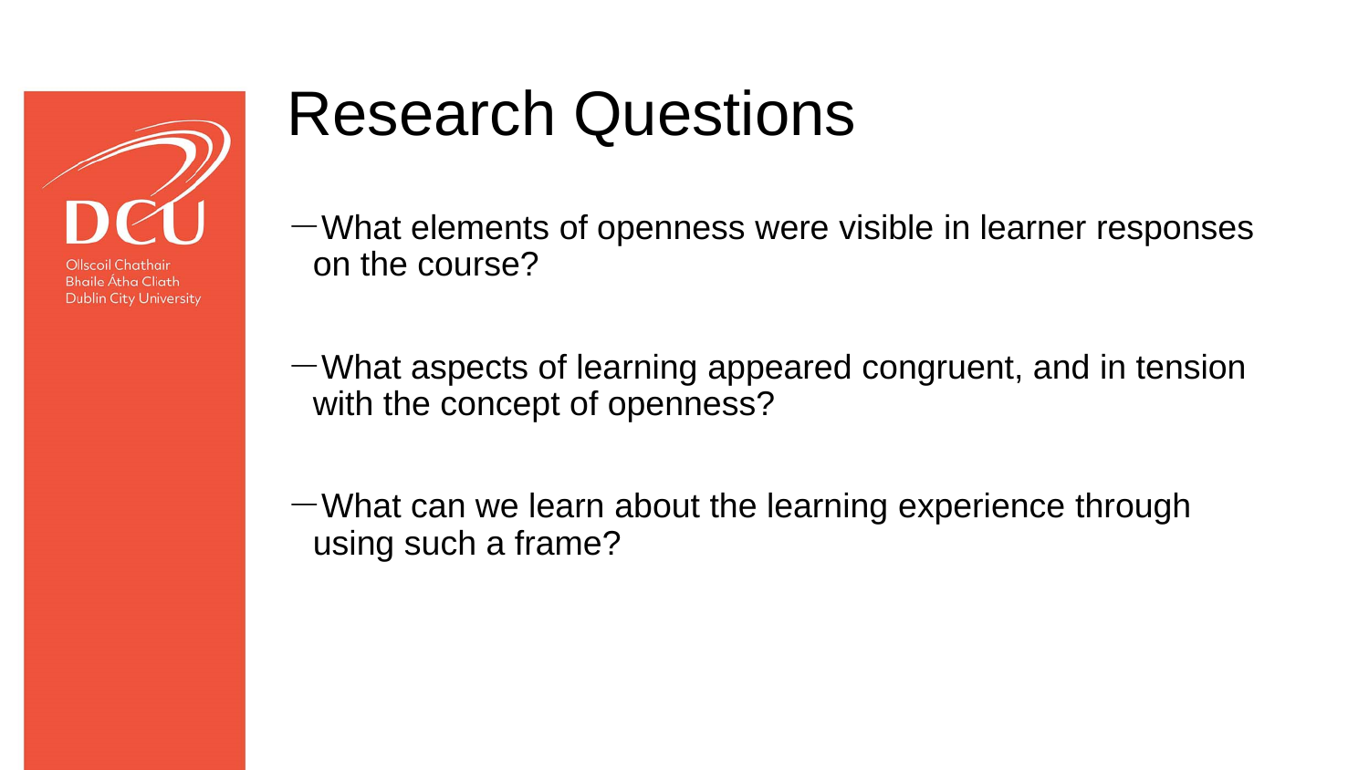# Research Questions

- What elements of openness were visible in learner responses on the course?
- What aspects of learning appeared congruent, and in tension with the concept of openness?
- What can we learn about the learning experience through using such a frame?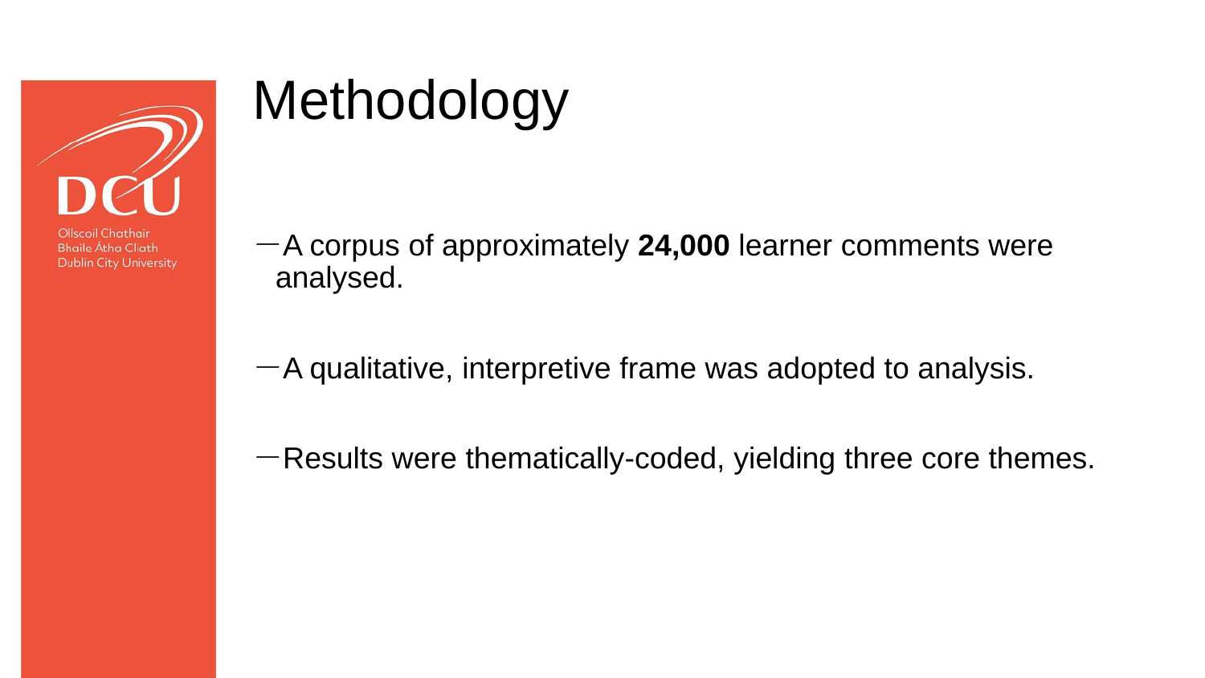# Methodology

- A corpus of approximately **24,000** learner comments were analysed.
- A qualitative, interpretive frame was adopted to analysis.
- Results were thematically-coded, yielding three core themes.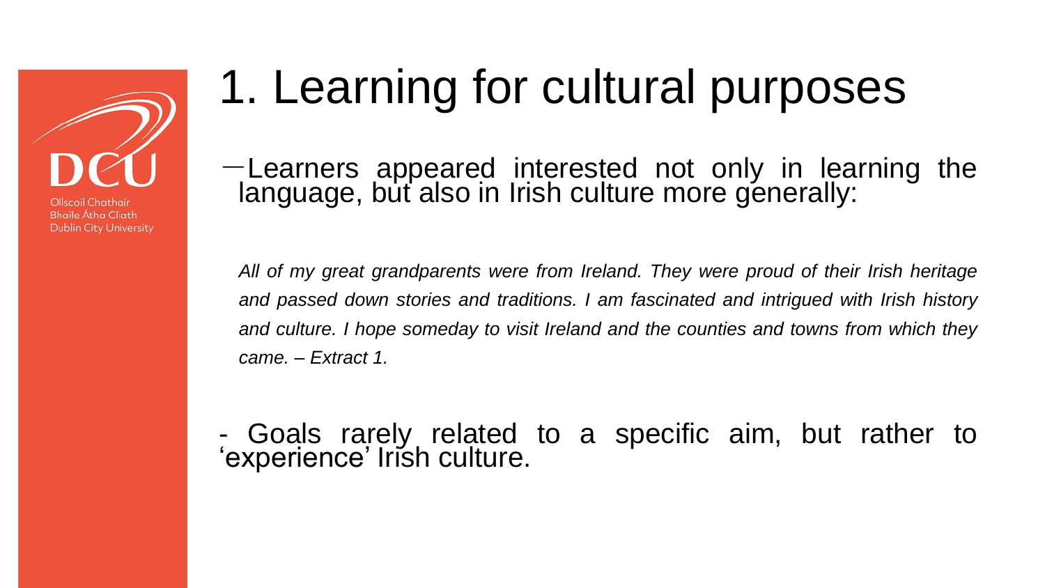# 1. Learning for cultural purposes

- Learners appeared interested not only in learning the language, but also in Irish culture more generally:

*All of my great grandparents were from Ireland. They were proud of their Irish heritage and passed down stories and traditions. I am fascinated and intrigued with Irish history and culture. I hope someday to visit Ireland and the counties and towns from which they came. – Extract 1.*

- Goals rarely related to a specific aim, but rather to 'experience' Irish culture.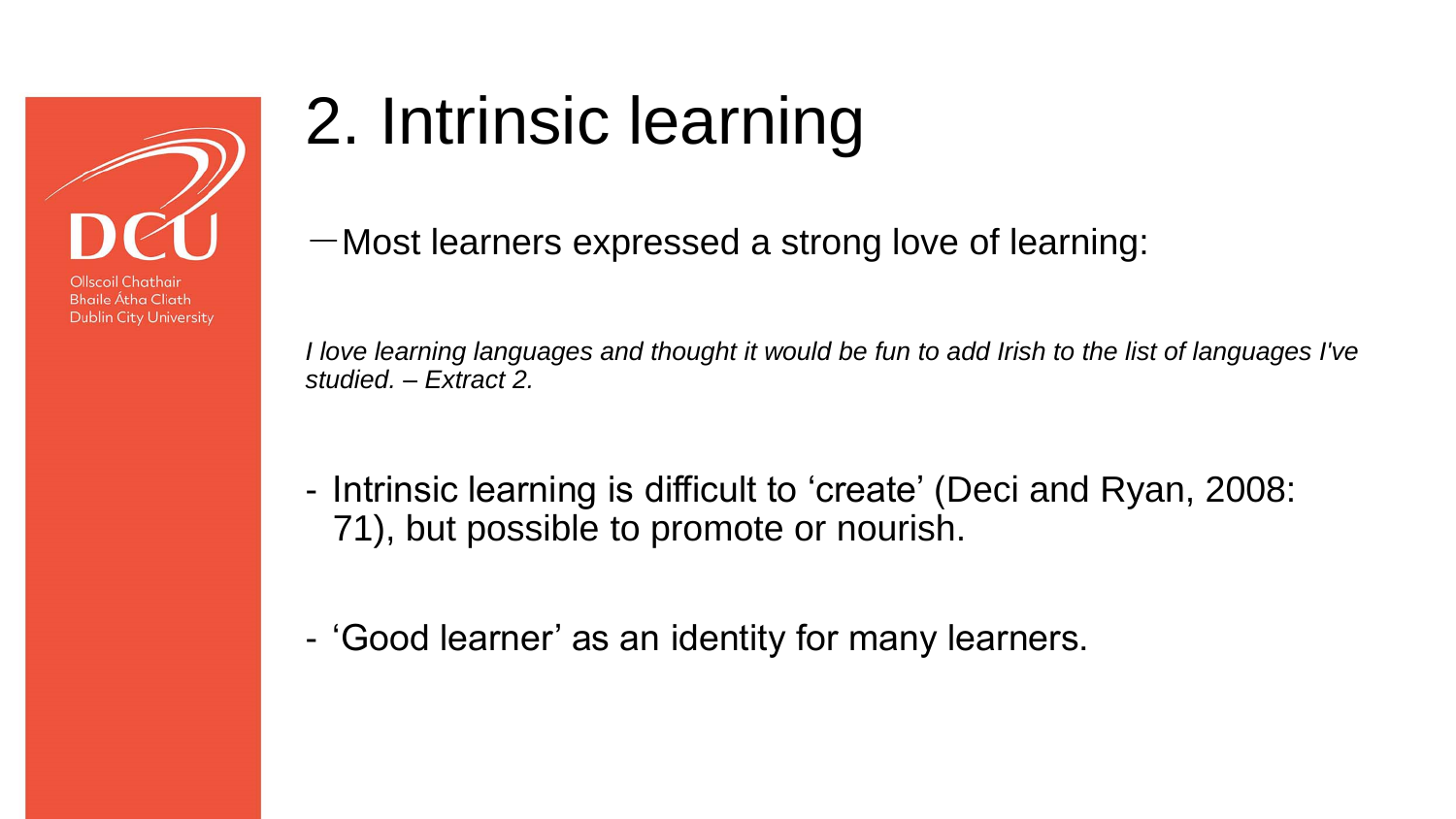# 2. Intrinsic learning

— Most learners expressed a strong love of learning:

*I love learning languages and thought it would be fun to add Irish to the list of languages I've studied. – Extract 2.*

- Intrinsic learning is difficult to 'create' (Deci and Ryan, 2008: 71), but possible to promote or nourish.

- 'Good learner' as an identity for many learners.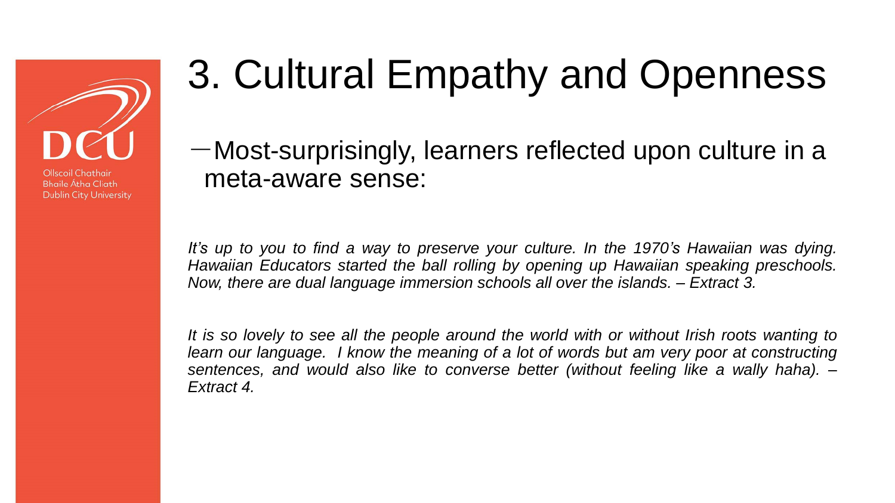# 3. Cultural Empathy and Openness

- Most-surprisingly, learners reflected upon culture in a meta-aware sense:

*It's up to you to find a way to preserve your culture. In the 1970's Hawaiian was dying. Hawaiian Educators started the ball rolling by opening up Hawaiian speaking preschools. Now, there are dual language immersion schools all over the islands. – Extract 3.*

*It is so lovely to see all the people around the world with or without Irish roots wanting to learn our language. I know the meaning of a lot of words but am very poor at constructing sentences, and would also like to converse better (without feeling like a wally haha). – Extract 4.*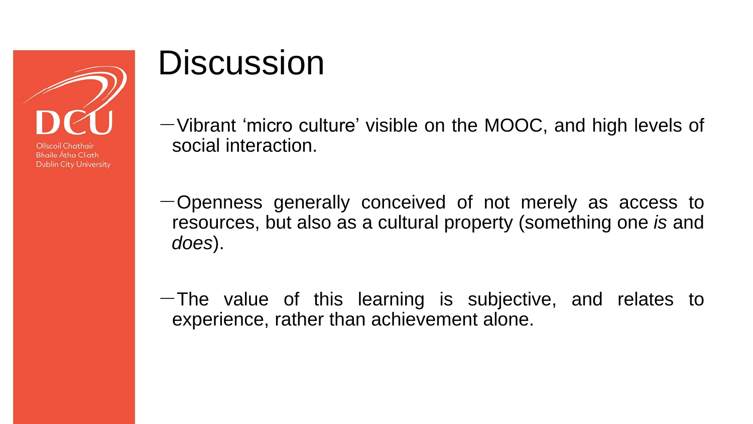# Discussion

- Vibrant ‘micro culture’ visible on the MOOC, and high levels of social interaction.

- Openness generally conceived of not merely as access to resources, but also as a cultural property (something one *is* and *does*).

- The value of this learning is subjective, and relates to experience, rather than achievement alone.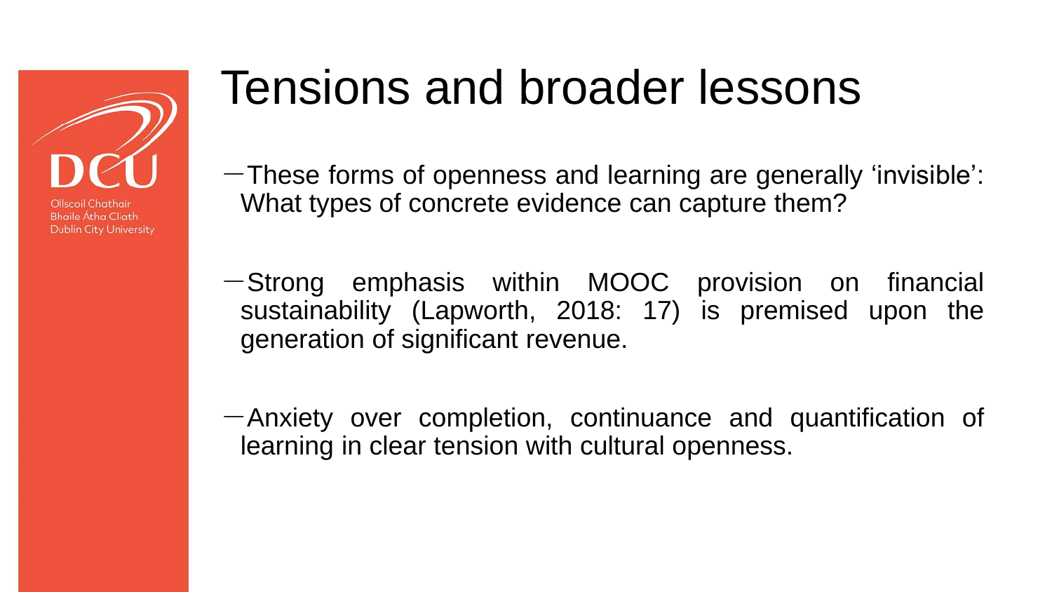# Tensions and broader lessons

- These forms of openness and learning are generally 'invisible': What types of concrete evidence can capture them?
- Strong emphasis within MOOC provision on financial sustainability (Lapworth, 2018: 17) is premised upon the generation of significant revenue.
- Anxiety over completion, continuance and quantification of learning in clear tension with cultural openness.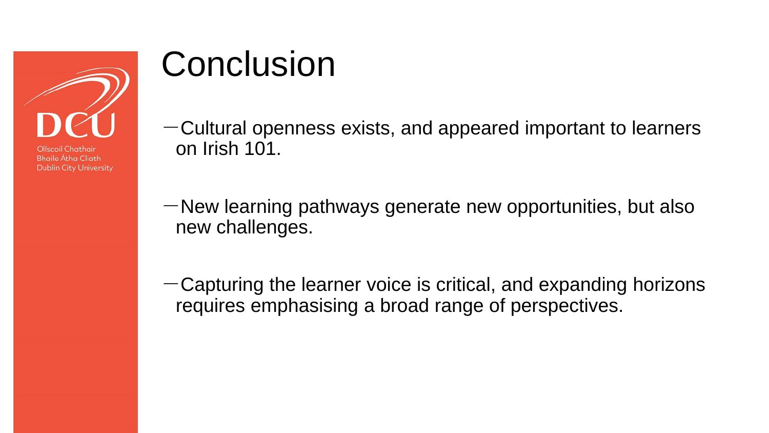# Conclusion

- Cultural openness exists, and appeared important to learners on Irish 101.

- New learning pathways generate new opportunities, but also new challenges.

- Capturing the learner voice is critical, and expanding horizons requires emphasising a broad range of perspectives.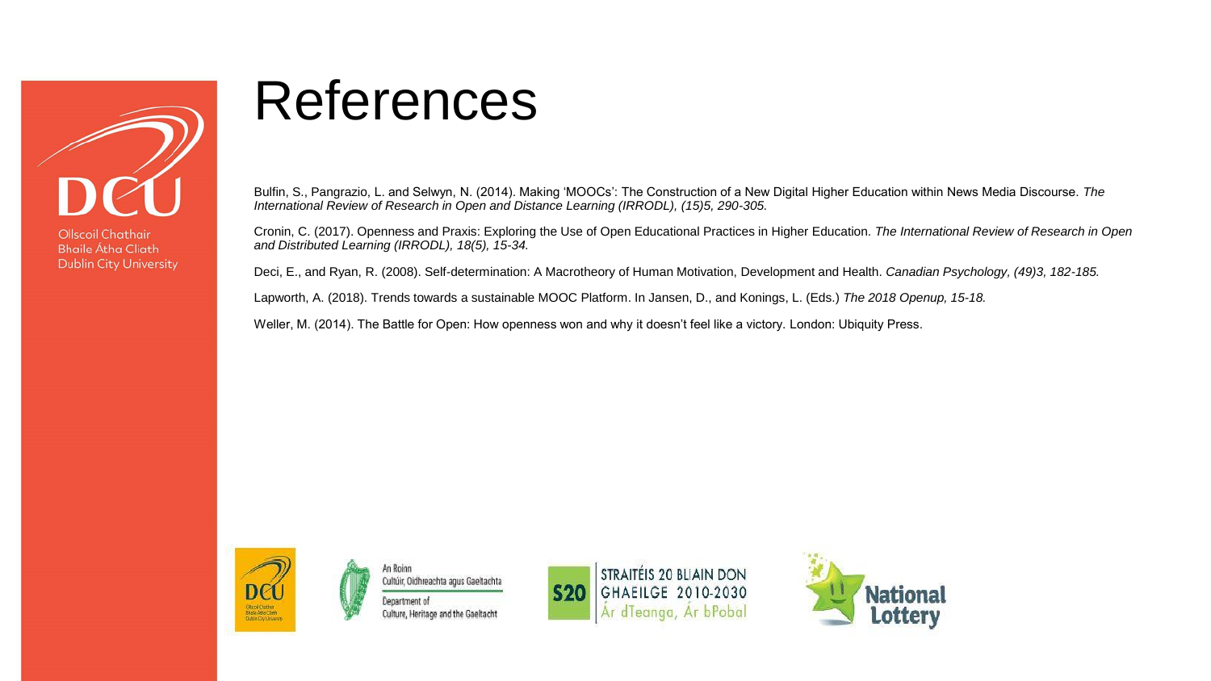# References

Bulfin, S., Pangrazio, L. and Selwyn, N. (2014). Making 'MOOCs': The Construction of a New Digital Higher Education within News Media Discourse. *The International Review of Research in Open and Distance Learning (IRRODL), (15)5, 290-305.*

Cronin, C. (2017). Openness and Praxis: Exploring the Use of Open Educational Practices in Higher Education. *The International Review of Research in Open and Distributed Learning (IRRODL), 18(5), 15-34.*

Deci, E., and Ryan, R. (2008). Self-determination: A Macrotheory of Human Motivation, Development and Health. *Canadian Psychology, (49)3, 182-185.*

Lapworth, A. (2018). Trends towards a sustainable MOOC Platform. In Jansen, D., and Konings, L. (Eds.) *The 2018 Openup, 15-18.*

Weller, M. (2014). The Battle for Open: How openness won and why it doesn't feel like a victory. London: Ubiquity Press.